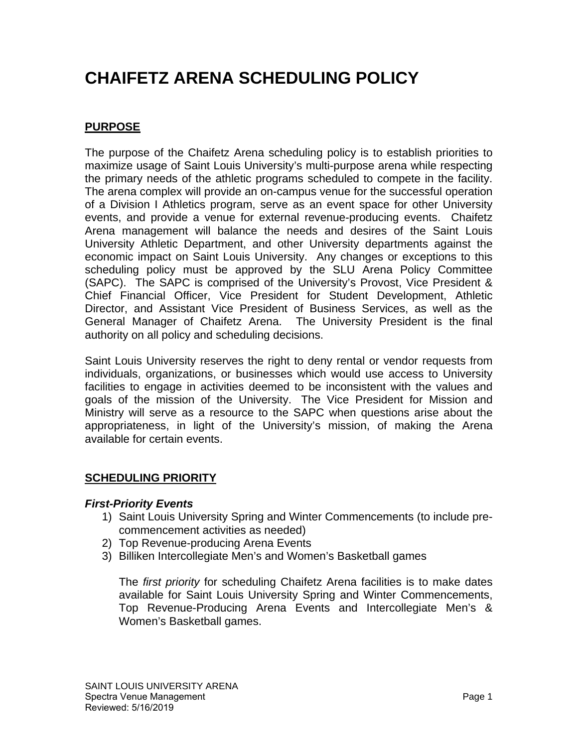# CHAIFETZ ARENA SCHEDULING POLICY

## PURPOSE

The purpose of the Chaifetz Arena scheduling policy is to establish priorities to maximize usage of Saint Louis University's multi-purpose arena while respecting the primary needs of the athletic programs scheduled to compete in the facility. The arena complex will provide an on-campus venue for the successful operation of a Division I Athletics program, serve as an event space for other University events, and provide a venue for external revenue-producing events. Chaifetz Arena management will balance the needs and desires of the Saint Louis University Athletic Department, and other University departments against the economic impact on Saint Louis University. Any changes or exceptions to this scheduling policy must be approved by the SLU Arena Policy Committee (SAPC). The SAPC is comprised of the University's Provost, Vice President & Chief Financial Officer, Vice President for Student Development, Athletic Director, and Assistant Vice President of Business Services, as well as the General Manager of Chaifetz Arena. The University President is the final authority on all policy and scheduling decisions.

Saint Louis University reserves the right to deny rental or vendor requests from individuals, organizations, or businesses which would use access to University facilities to engage in activities deemed to be inconsistent with the values and goals of the mission of the University. The Vice President for Mission and Ministry will serve as a resource to the SAPC when questions arise about the appropriateness, in light of the University's mission, of making the Arena available for certain events.

## SCHEDULING PRIORITY

### *First-Priority Events*

1) Saint Louis University Spring and Winter Commencements (to include pre-commencement activities as needed)
2) Top Revenue-producing Arena Events
3) Billiken Intercollegiate Men's and Women's Basketball games

   The *first priority* for scheduling Chaifetz Arena facilities is to make dates available for Saint Louis University Spring and Winter Commencements, Top Revenue-Producing Arena Events and Intercollegiate Men's & Women's Basketball games.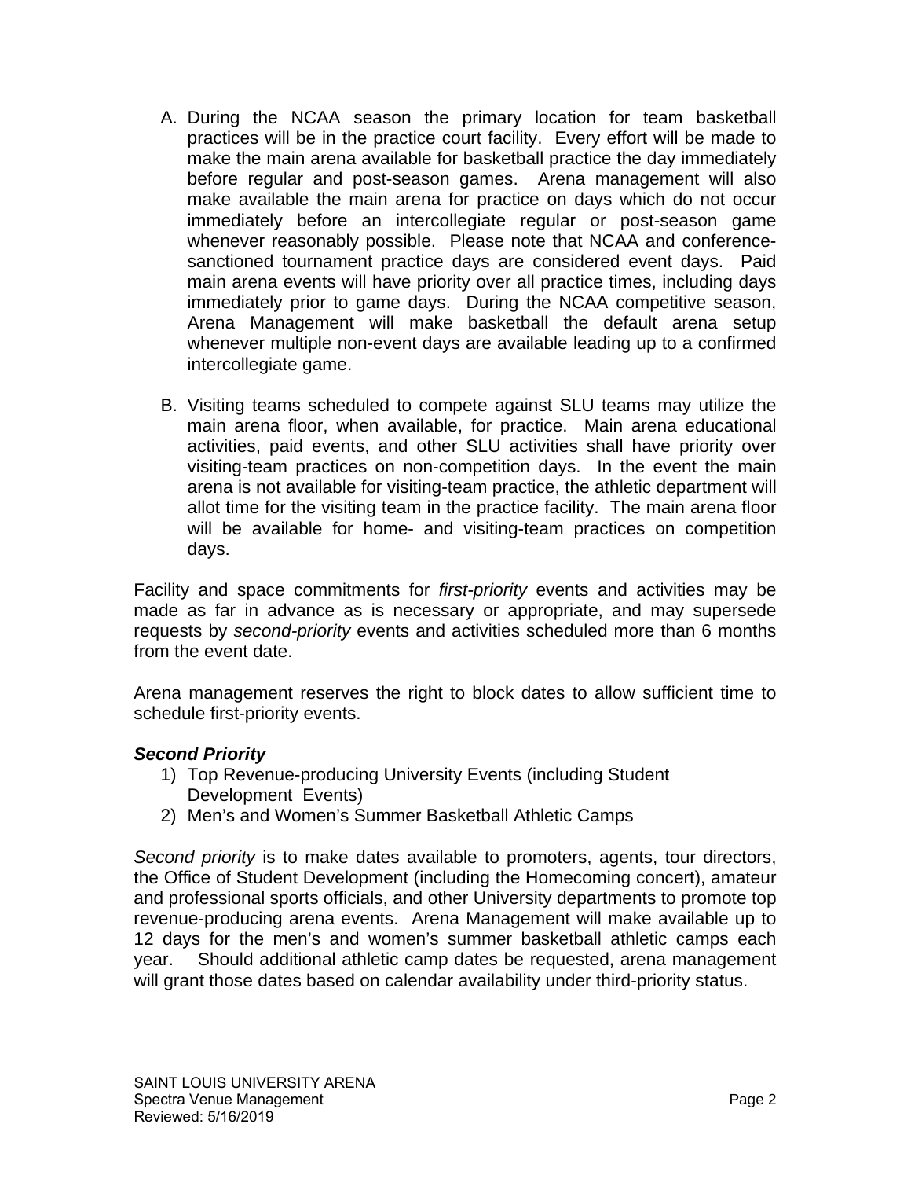A. During the NCAA season the primary location for team basketball practices will be in the practice court facility. Every effort will be made to make the main arena available for basketball practice the day immediately before regular and post-season games. Arena management will also make available the main arena for practice on days which do not occur immediately before an intercollegiate regular or post-season game whenever reasonably possible. Please note that NCAA and conference-sanctioned tournament practice days are considered event days. Paid main arena events will have priority over all practice times, including days immediately prior to game days. During the NCAA competitive season, Arena Management will make basketball the default arena setup whenever multiple non-event days are available leading up to a confirmed intercollegiate game.

B. Visiting teams scheduled to compete against SLU teams may utilize the main arena floor, when available, for practice. Main arena educational activities, paid events, and other SLU activities shall have priority over visiting-team practices on non-competition days. In the event the main arena is not available for visiting-team practice, the athletic department will allot time for the visiting team in the practice facility. The main arena floor will be available for home- and visiting-team practices on competition days.

Facility and space commitments for *first-priority* events and activities may be made as far in advance as is necessary or appropriate, and may supersede requests by *second-priority* events and activities scheduled more than 6 months from the event date.

Arena management reserves the right to block dates to allow sufficient time to schedule first-priority events.

***Second Priority***

1) Top Revenue-producing University Events (including Student Development Events)
2) Men's and Women's Summer Basketball Athletic Camps

*Second priority* is to make dates available to promoters, agents, tour directors, the Office of Student Development (including the Homecoming concert), amateur and professional sports officials, and other University departments to promote top revenue-producing arena events. Arena Management will make available up to 12 days for the men's and women's summer basketball athletic camps each year. Should additional athletic camp dates be requested, arena management will grant those dates based on calendar availability under third-priority status.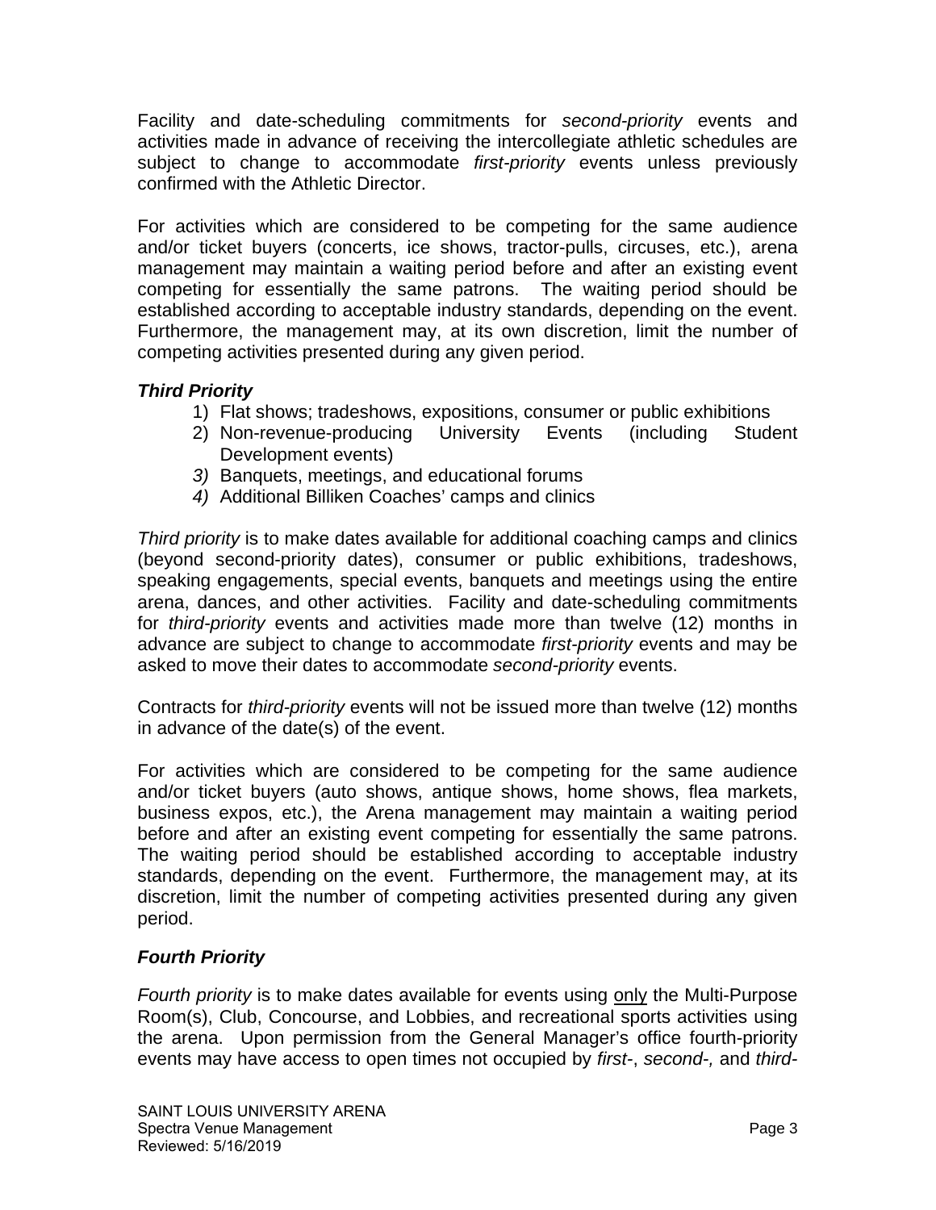Facility and date-scheduling commitments for *second-priority* events and activities made in advance of receiving the intercollegiate athletic schedules are subject to change to accommodate *first-priority* events unless previously confirmed with the Athletic Director.

For activities which are considered to be competing for the same audience and/or ticket buyers (concerts, ice shows, tractor-pulls, circuses, etc.), arena management may maintain a waiting period before and after an existing event competing for essentially the same patrons. The waiting period should be established according to acceptable industry standards, depending on the event. Furthermore, the management may, at its own discretion, limit the number of competing activities presented during any given period.

### *Third Priority*

1) Flat shows; tradeshows, expositions, consumer or public exhibitions
2) Non-revenue-producing University Events (including Student Development events)
3) Banquets, meetings, and educational forums
4) Additional Billiken Coaches' camps and clinics

*Third priority* is to make dates available for additional coaching camps and clinics (beyond second-priority dates), consumer or public exhibitions, tradeshows, speaking engagements, special events, banquets and meetings using the entire arena, dances, and other activities. Facility and date-scheduling commitments for *third-priority* events and activities made more than twelve (12) months in advance are subject to change to accommodate *first-priority* events and may be asked to move their dates to accommodate *second-priority* events.

Contracts for *third-priority* events will not be issued more than twelve (12) months in advance of the date(s) of the event.

For activities which are considered to be competing for the same audience and/or ticket buyers (auto shows, antique shows, home shows, flea markets, business expos, etc.), the Arena management may maintain a waiting period before and after an existing event competing for essentially the same patrons. The waiting period should be established according to acceptable industry standards, depending on the event. Furthermore, the management may, at its discretion, limit the number of competing activities presented during any given period.

### *Fourth Priority*

*Fourth priority* is to make dates available for events using only the Multi-Purpose Room(s), Club, Concourse, and Lobbies, and recreational sports activities using the arena. Upon permission from the General Manager's office fourth-priority events may have access to open times not occupied by *first-*, *second-,* and *third-*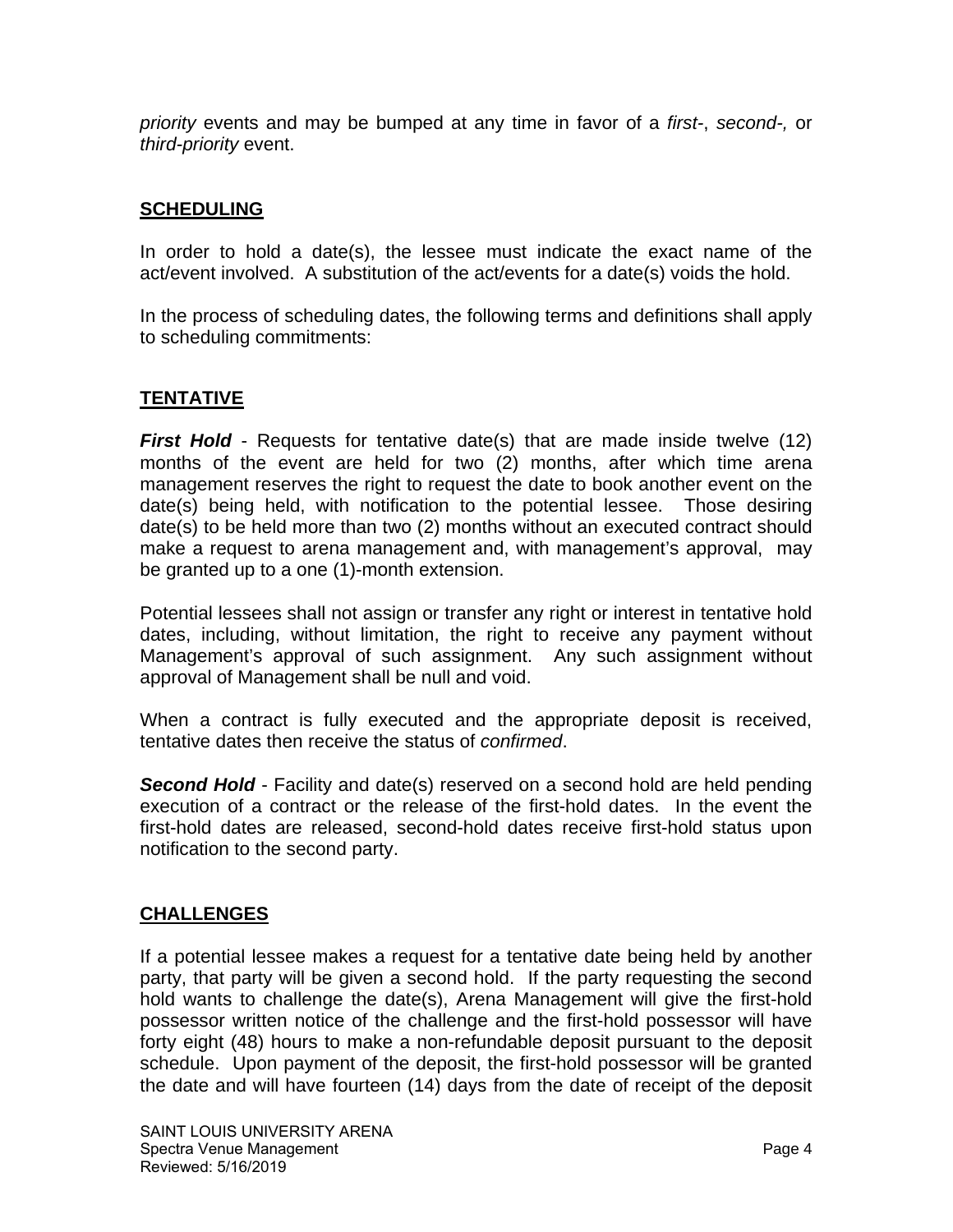*priority* events and may be bumped at any time in favor of a *first-*, *second-,* or *third-priority* event.

## **SCHEDULING**

In order to hold a date(s), the lessee must indicate the exact name of the act/event involved. A substitution of the act/events for a date(s) voids the hold.

In the process of scheduling dates, the following terms and definitions shall apply to scheduling commitments:

## **TENTATIVE**

***First Hold*** - Requests for tentative date(s) that are made inside twelve (12) months of the event are held for two (2) months, after which time arena management reserves the right to request the date to book another event on the date(s) being held, with notification to the potential lessee. Those desiring date(s) to be held more than two (2) months without an executed contract should make a request to arena management and, with management's approval, may be granted up to a one (1)-month extension.

Potential lessees shall not assign or transfer any right or interest in tentative hold dates, including, without limitation, the right to receive any payment without Management's approval of such assignment. Any such assignment without approval of Management shall be null and void.

When a contract is fully executed and the appropriate deposit is received, tentative dates then receive the status of *confirmed*.

***Second Hold*** - Facility and date(s) reserved on a second hold are held pending execution of a contract or the release of the first-hold dates. In the event the first-hold dates are released, second-hold dates receive first-hold status upon notification to the second party.

## **CHALLENGES**

If a potential lessee makes a request for a tentative date being held by another party, that party will be given a second hold. If the party requesting the second hold wants to challenge the date(s), Arena Management will give the first-hold possessor written notice of the challenge and the first-hold possessor will have forty eight (48) hours to make a non-refundable deposit pursuant to the deposit schedule. Upon payment of the deposit, the first-hold possessor will be granted the date and will have fourteen (14) days from the date of receipt of the deposit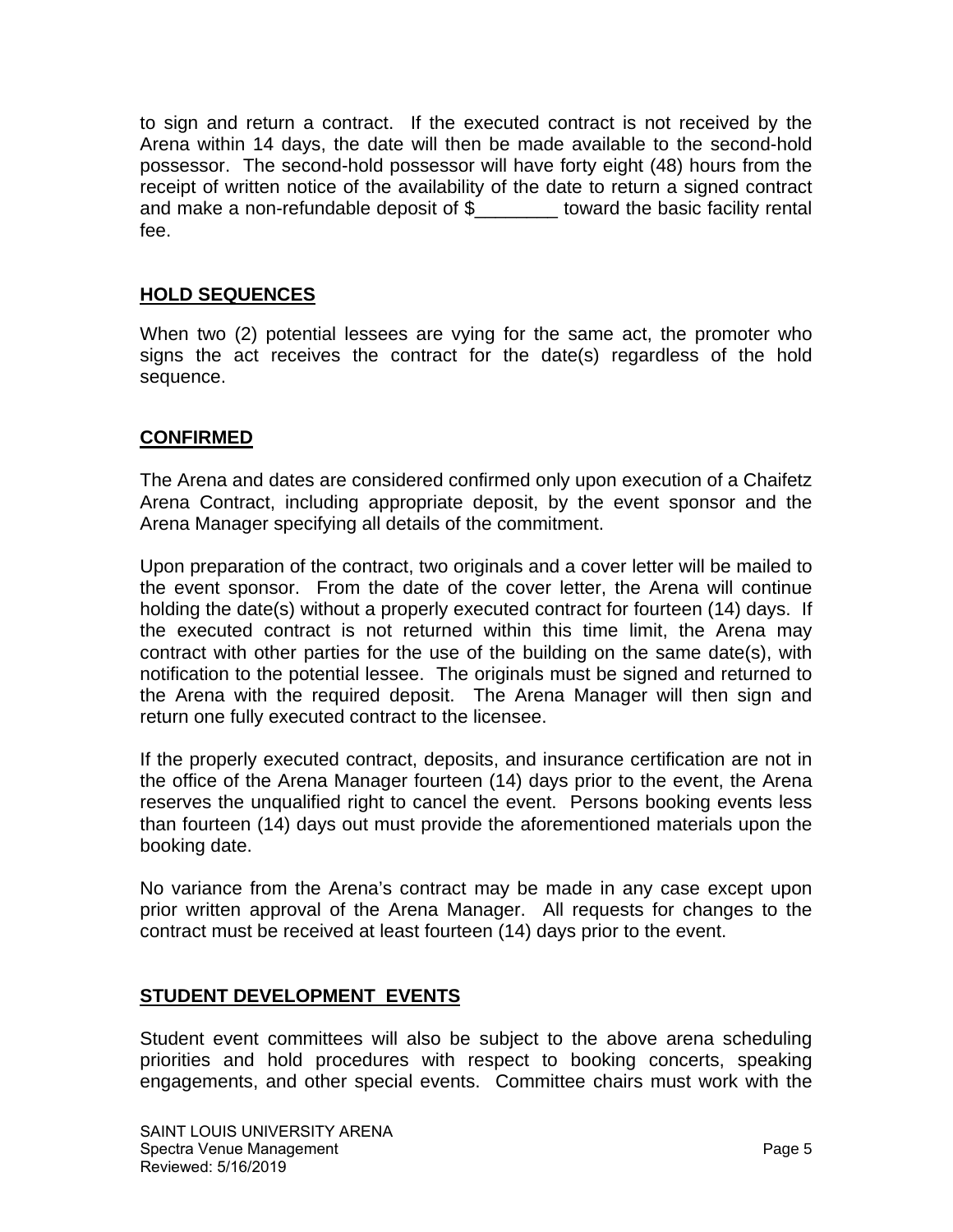to sign and return a contract. If the executed contract is not received by the Arena within 14 days, the date will then be made available to the second-hold possessor. The second-hold possessor will have forty eight (48) hours from the receipt of written notice of the availability of the date to return a signed contract and make a non-refundable deposit of $________ toward the basic facility rental fee.

## HOLD SEQUENCES

When two (2) potential lessees are vying for the same act, the promoter who signs the act receives the contract for the date(s) regardless of the hold sequence.

## CONFIRMED

The Arena and dates are considered confirmed only upon execution of a Chaifetz Arena Contract, including appropriate deposit, by the event sponsor and the Arena Manager specifying all details of the commitment.

Upon preparation of the contract, two originals and a cover letter will be mailed to the event sponsor. From the date of the cover letter, the Arena will continue holding the date(s) without a properly executed contract for fourteen (14) days. If the executed contract is not returned within this time limit, the Arena may contract with other parties for the use of the building on the same date(s), with notification to the potential lessee. The originals must be signed and returned to the Arena with the required deposit. The Arena Manager will then sign and return one fully executed contract to the licensee.

If the properly executed contract, deposits, and insurance certification are not in the office of the Arena Manager fourteen (14) days prior to the event, the Arena reserves the unqualified right to cancel the event. Persons booking events less than fourteen (14) days out must provide the aforementioned materials upon the booking date.

No variance from the Arena's contract may be made in any case except upon prior written approval of the Arena Manager. All requests for changes to the contract must be received at least fourteen (14) days prior to the event.

## STUDENT DEVELOPMENT EVENTS

Student event committees will also be subject to the above arena scheduling priorities and hold procedures with respect to booking concerts, speaking engagements, and other special events. Committee chairs must work with the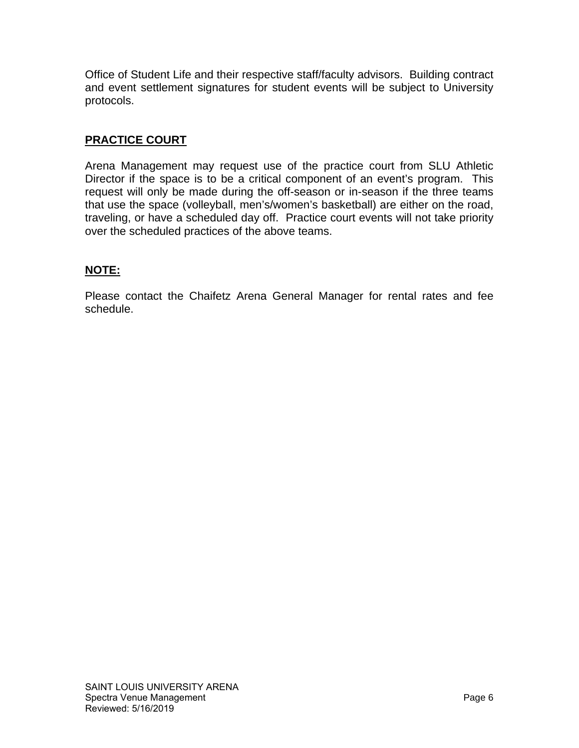Office of Student Life and their respective staff/faculty advisors. Building contract and event settlement signatures for student events will be subject to University protocols.

## **PRACTICE COURT**

Arena Management may request use of the practice court from SLU Athletic Director if the space is to be a critical component of an event's program. This request will only be made during the off-season or in-season if the three teams that use the space (volleyball, men's/women's basketball) are either on the road, traveling, or have a scheduled day off. Practice court events will not take priority over the scheduled practices of the above teams.

## **NOTE:**

Please contact the Chaifetz Arena General Manager for rental rates and fee schedule.